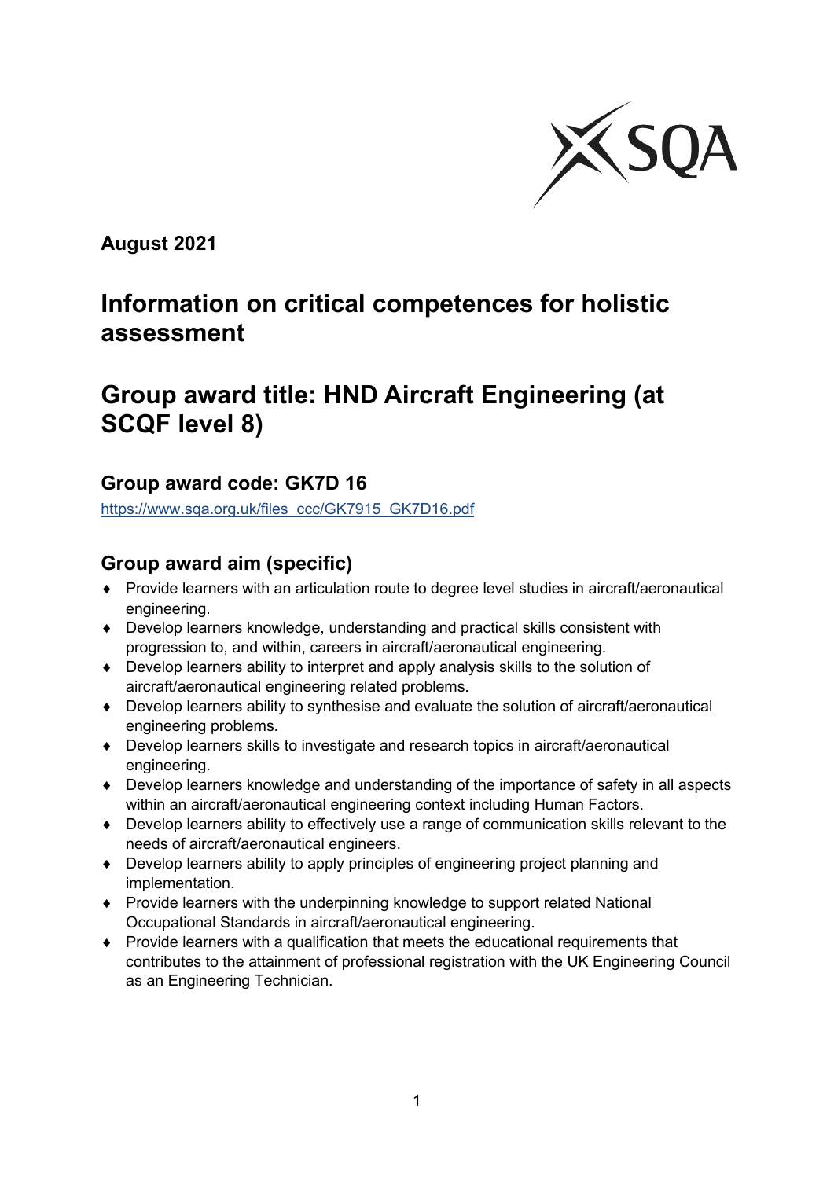**August 2021**

# Information on critical competences for holistic assessment

# Group award title: HND Aircraft Engineering (at SCQF level 8)

## Group award code: GK7D 16

https://www.sqa.org.uk/files_ccc/GK7915_GK7D16.pdf

## Group award aim (specific)

- Provide learners with an articulation route to degree level studies in aircraft/aeronautical engineering.
- Develop learners knowledge, understanding and practical skills consistent with progression to, and within, careers in aircraft/aeronautical engineering.
- Develop learners ability to interpret and apply analysis skills to the solution of aircraft/aeronautical engineering related problems.
- Develop learners ability to synthesise and evaluate the solution of aircraft/aeronautical engineering problems.
- Develop learners skills to investigate and research topics in aircraft/aeronautical engineering.
- Develop learners knowledge and understanding of the importance of safety in all aspects within an aircraft/aeronautical engineering context including Human Factors.
- Develop learners ability to effectively use a range of communication skills relevant to the needs of aircraft/aeronautical engineers.
- Develop learners ability to apply principles of engineering project planning and implementation.
- Provide learners with the underpinning knowledge to support related National Occupational Standards in aircraft/aeronautical engineering.
- Provide learners with a qualification that meets the educational requirements that contributes to the attainment of professional registration with the UK Engineering Council as an Engineering Technician.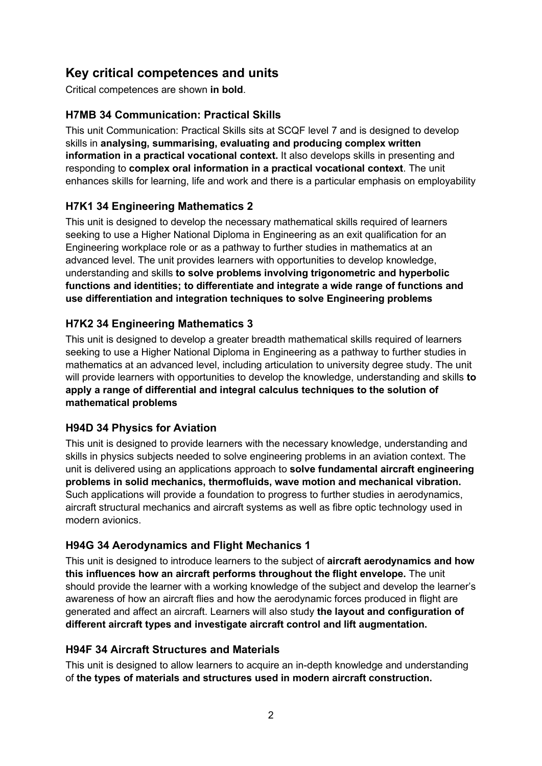## Key critical competences and units

Critical competences are shown **in bold**.

### H7MB 34 Communication: Practical Skills

This unit Communication: Practical Skills sits at SCQF level 7 and is designed to develop skills in **analysing, summarising, evaluating and producing complex written information in a practical vocational context.** It also develops skills in presenting and responding to **complex oral information in a practical vocational context**. The unit enhances skills for learning, life and work and there is a particular emphasis on employability

### H7K1 34 Engineering Mathematics 2

This unit is designed to develop the necessary mathematical skills required of learners seeking to use a Higher National Diploma in Engineering as an exit qualification for an Engineering workplace role or as a pathway to further studies in mathematics at an advanced level. The unit provides learners with opportunities to develop knowledge, understanding and skills **to solve problems involving trigonometric and hyperbolic functions and identities; to differentiate and integrate a wide range of functions and use differentiation and integration techniques to solve Engineering problems**

### H7K2 34 Engineering Mathematics 3

This unit is designed to develop a greater breadth mathematical skills required of learners seeking to use a Higher National Diploma in Engineering as a pathway to further studies in mathematics at an advanced level, including articulation to university degree study. The unit will provide learners with opportunities to develop the knowledge, understanding and skills **to apply a range of differential and integral calculus techniques to the solution of mathematical problems**

### H94D 34 Physics for Aviation

This unit is designed to provide learners with the necessary knowledge, understanding and skills in physics subjects needed to solve engineering problems in an aviation context. The unit is delivered using an applications approach to **solve fundamental aircraft engineering problems in solid mechanics, thermofluids, wave motion and mechanical vibration.** Such applications will provide a foundation to progress to further studies in aerodynamics, aircraft structural mechanics and aircraft systems as well as fibre optic technology used in modern avionics.

### H94G 34 Aerodynamics and Flight Mechanics 1

This unit is designed to introduce learners to the subject of **aircraft aerodynamics and how this influences how an aircraft performs throughout the flight envelope.** The unit should provide the learner with a working knowledge of the subject and develop the learner's awareness of how an aircraft flies and how the aerodynamic forces produced in flight are generated and affect an aircraft. Learners will also study **the layout and configuration of different aircraft types and investigate aircraft control and lift augmentation.**

### H94F 34 Aircraft Structures and Materials

This unit is designed to allow learners to acquire an in-depth knowledge and understanding of **the types of materials and structures used in modern aircraft construction.**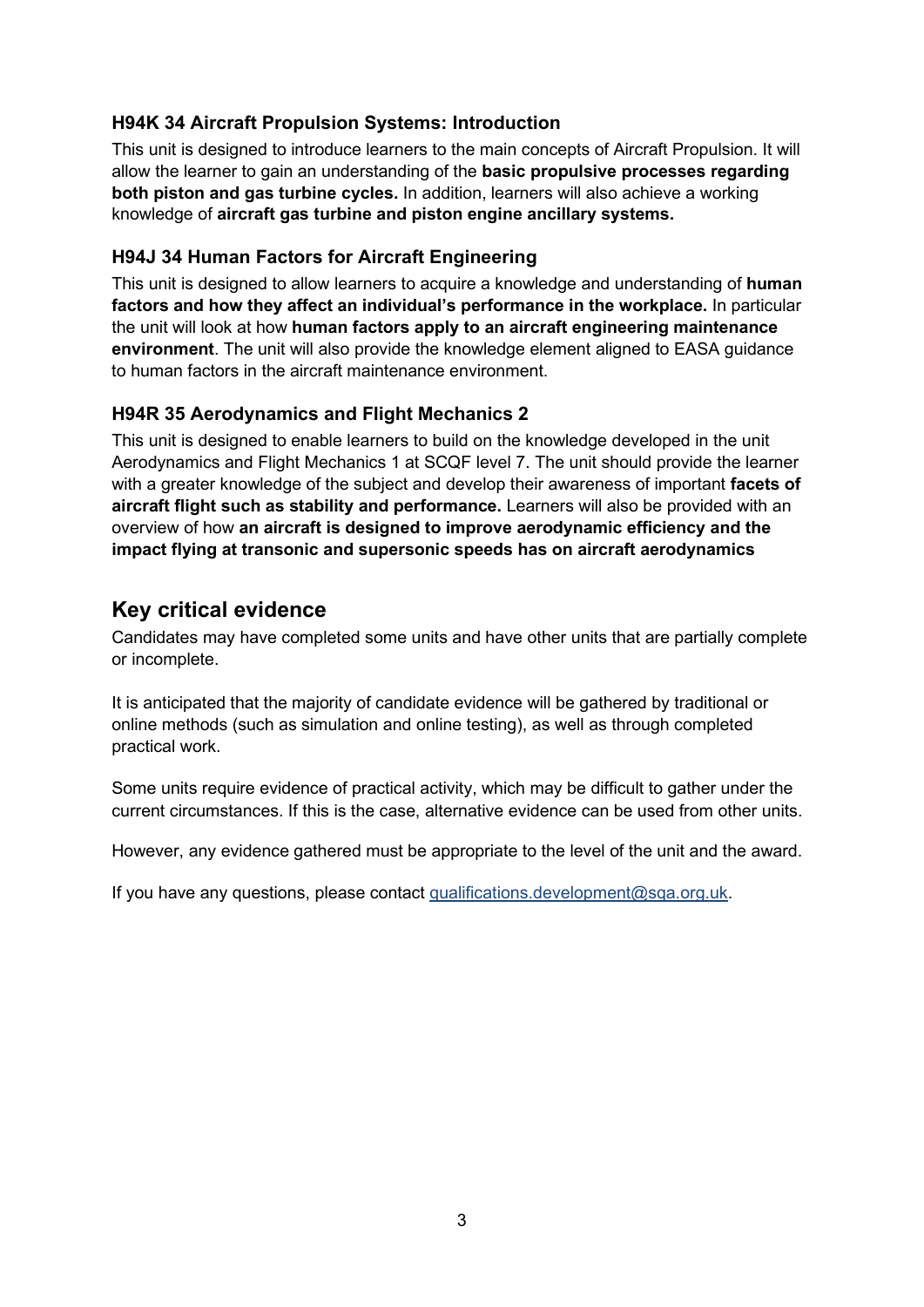### H94K 34 Aircraft Propulsion Systems: Introduction

This unit is designed to introduce learners to the main concepts of Aircraft Propulsion. It will allow the learner to gain an understanding of the **basic propulsive processes regarding both piston and gas turbine cycles.** In addition, learners will also achieve a working knowledge of **aircraft gas turbine and piston engine ancillary systems.**

### H94J 34 Human Factors for Aircraft Engineering

This unit is designed to allow learners to acquire a knowledge and understanding of **human factors and how they affect an individual's performance in the workplace.** In particular the unit will look at how **human factors apply to an aircraft engineering maintenance environment**. The unit will also provide the knowledge element aligned to EASA guidance to human factors in the aircraft maintenance environment.

### H94R 35 Aerodynamics and Flight Mechanics 2

This unit is designed to enable learners to build on the knowledge developed in the unit Aerodynamics and Flight Mechanics 1 at SCQF level 7. The unit should provide the learner with a greater knowledge of the subject and develop their awareness of important **facets of aircraft flight such as stability and performance.** Learners will also be provided with an overview of how **an aircraft is designed to improve aerodynamic efficiency and the impact flying at transonic and supersonic speeds has on aircraft aerodynamics**

## Key critical evidence

Candidates may have completed some units and have other units that are partially complete or incomplete.

It is anticipated that the majority of candidate evidence will be gathered by traditional or online methods (such as simulation and online testing), as well as through completed practical work.

Some units require evidence of practical activity, which may be difficult to gather under the current circumstances. If this is the case, alternative evidence can be used from other units.

However, any evidence gathered must be appropriate to the level of the unit and the award.

If you have any questions, please contact qualifications.development@sqa.org.uk.